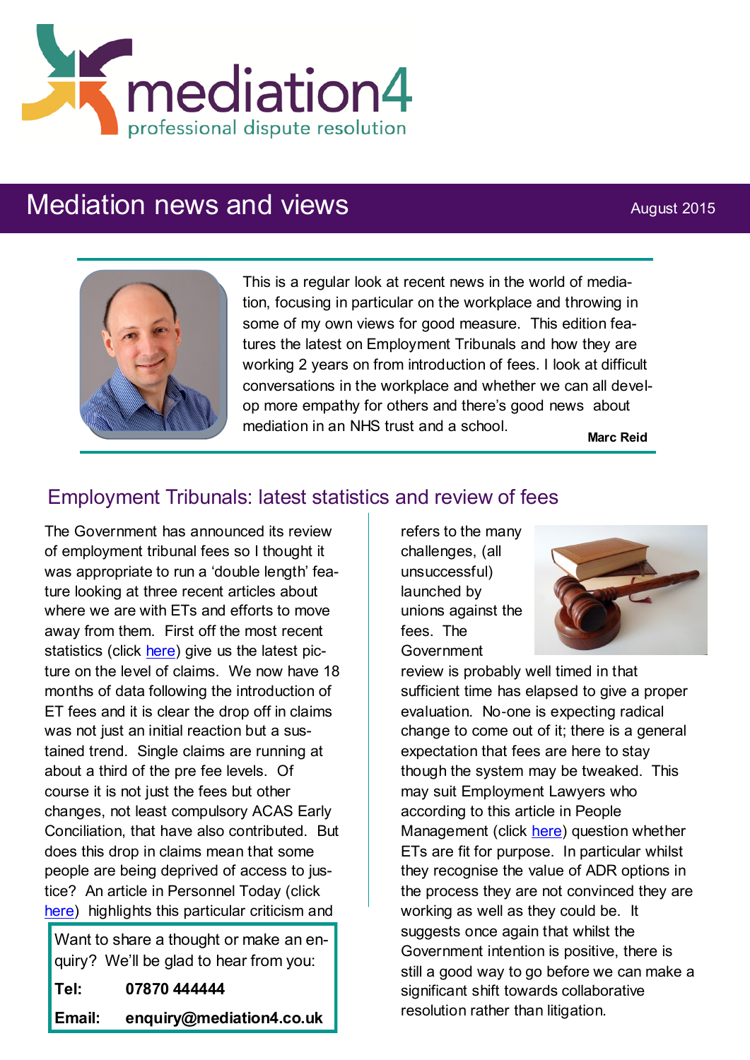mediation4

professional dispute resolution

# Mediation news and views

August 2015

This is a regular look at recent news in the world of mediation, focusing in particular on the workplace and throwing in some of my own views for good measure. This edition features the latest on Employment Tribunals and how they are working 2 years on from introduction of fees. I look at difficult conversations in the workplace and whether we can all develop more empathy for others and there's good news about mediation in an NHS trust and a school.

**Marc Reid**

## Employment Tribunals: latest statistics and review of fees

The Government has announced its review of employment tribunal fees so I thought it was appropriate to run a 'double length' feature looking at three recent articles about where we are with ETs and efforts to move away from them. First off the most recent statistics (click here) give us the latest picture on the level of claims. We now have 18 months of data following the introduction of ET fees and it is clear the drop off in claims was not just an initial reaction but a sustained trend. Single claims are running at about a third of the pre fee levels. Of course it is not just the fees but other changes, not least compulsory ACAS Early Conciliation, that have also contributed. But does this drop in claims mean that some people are being deprived of access to justice? An article in Personnel Today (click here) highlights this particular criticism and refers to the many challenges, (all unsuccessful) launched by unions against the fees. The Government review is probably well timed in that sufficient time has elapsed to give a proper evaluation. No-one is expecting radical change to come out of it; there is a general expectation that fees are here to stay though the system may be tweaked. This may suit Employment Lawyers who according to this article in People Management (click here) question whether ETs are fit for purpose. In particular whilst they recognise the value of ADR options in the process they are not convinced they are working as well as they could be. It suggests once again that whilst the Government intention is positive, there is still a good way to go before we can make a significant shift towards collaborative resolution rather than litigation.

Want to share a thought or make an enquiry? We'll be glad to hear from you:

**Tel:** **07870 444444**

**Email:** **enquiry@mediation4.co.uk**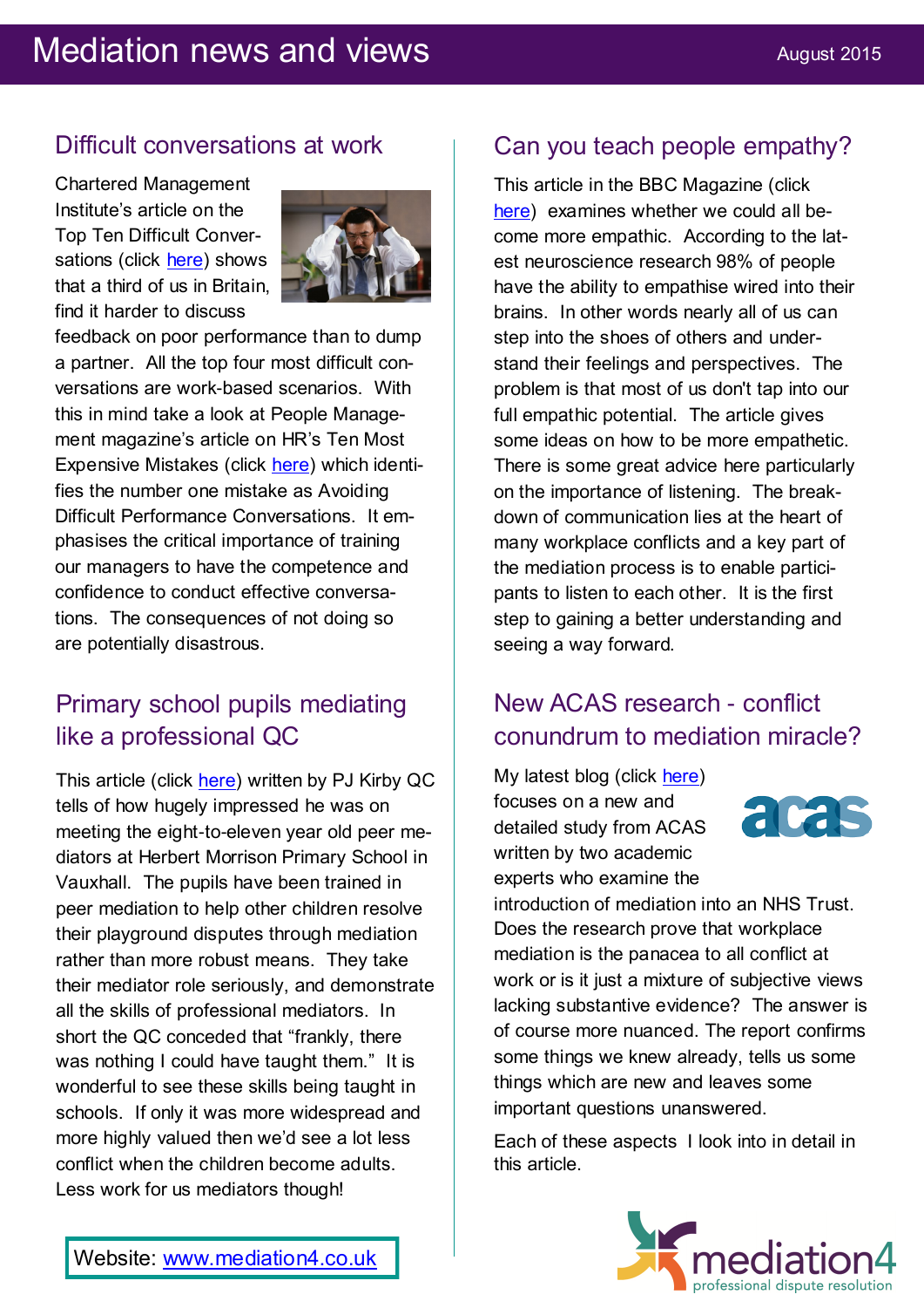# Mediation news and views

August 2015

## Difficult conversations at work

Chartered Management Institute's article on the Top Ten Difficult Conversations (click here) shows that a third of us in Britain, find it harder to discuss feedback on poor performance than to dump a partner. All the top four most difficult conversations are work-based scenarios. With this in mind take a look at People Management magazine's article on HR's Ten Most Expensive Mistakes (click here) which identifies the number one mistake as Avoiding Difficult Performance Conversations. It emphasises the critical importance of training our managers to have the competence and confidence to conduct effective conversations. The consequences of not doing so are potentially disastrous.

## Primary school pupils mediating like a professional QC

This article (click here) written by PJ Kirby QC tells of how hugely impressed he was on meeting the eight-to-eleven year old peer mediators at Herbert Morrison Primary School in Vauxhall. The pupils have been trained in peer mediation to help other children resolve their playground disputes through mediation rather than more robust means. They take their mediator role seriously, and demonstrate all the skills of professional mediators. In short the QC conceded that "frankly, there was nothing I could have taught them." It is wonderful to see these skills being taught in schools. If only it was more widespread and more highly valued then we'd see a lot less conflict when the children become adults. Less work for us mediators though!

Website: www.mediation4.co.uk

## Can you teach people empathy?

This article in the BBC Magazine (click here) examines whether we could all become more empathic. According to the latest neuroscience research 98% of people have the ability to empathise wired into their brains. In other words nearly all of us can step into the shoes of others and understand their feelings and perspectives. The problem is that most of us don't tap into our full empathic potential. The article gives some ideas on how to be more empathetic. There is some great advice here particularly on the importance of listening. The breakdown of communication lies at the heart of many workplace conflicts and a key part of the mediation process is to enable participants to listen to each other. It is the first step to gaining a better understanding and seeing a way forward.

## New ACAS research - conflict conundrum to mediation miracle?

My latest blog (click here) focuses on a new and detailed study from ACAS written by two academic experts who examine the introduction of mediation into an NHS Trust. Does the research prove that workplace mediation is the panacea to all conflict at work or is it just a mixture of subjective views lacking substantive evidence? The answer is of course more nuanced. The report confirms some things we knew already, tells us some things which are new and leaves some important questions unanswered.

Each of these aspects I look into in detail in this article.

mediation4
professional dispute resolution